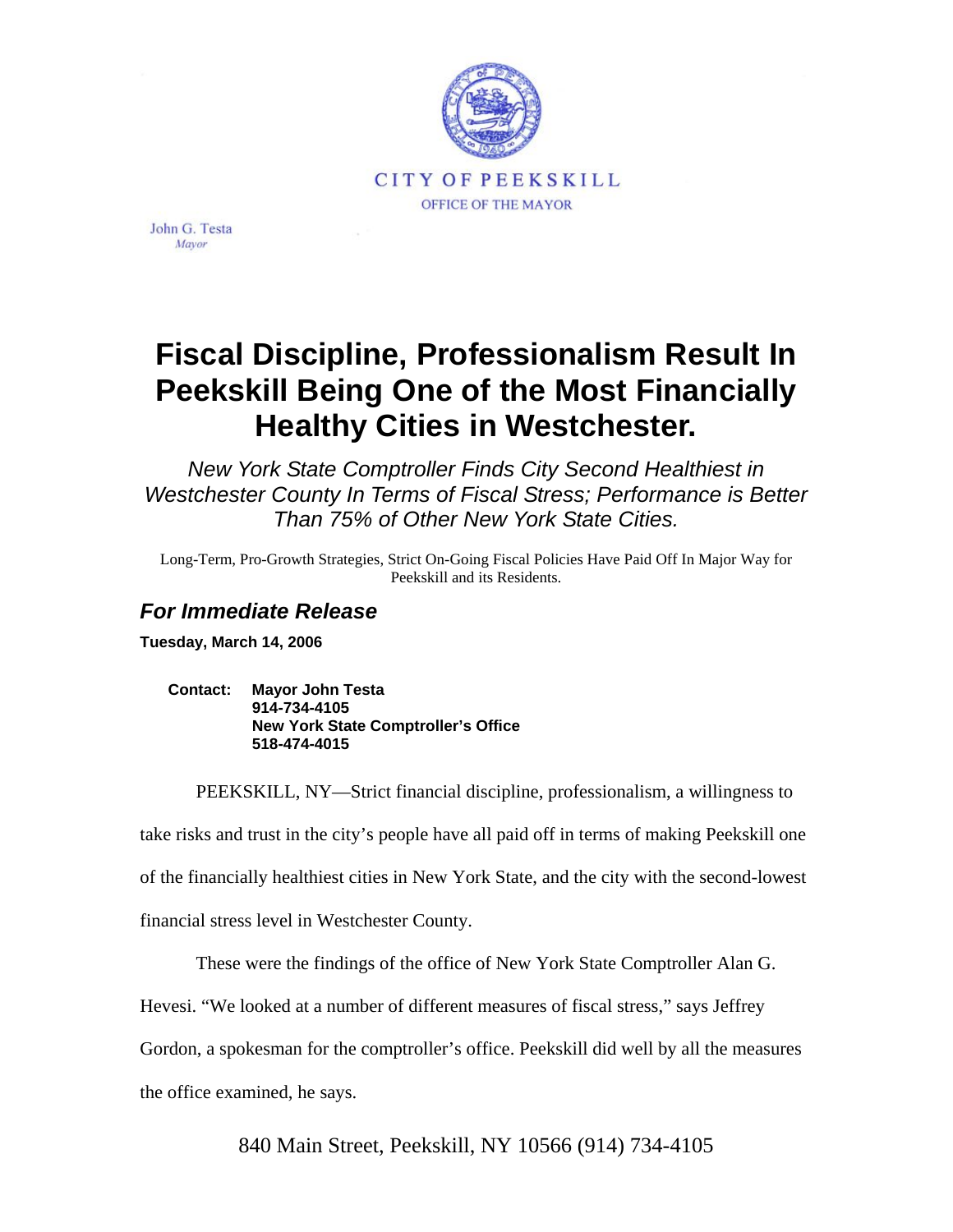CITY OF PEEKSKILL

OFFICE OF THE MAYOR

John G. Testa
*Mayor*

# Fiscal Discipline, Professionalism Result In Peekskill Being One of the Most Financially Healthy Cities in Westchester.

*New York State Comptroller Finds City Second Healthiest in Westchester County In Terms of Fiscal Stress; Performance is Better Than 75% of Other New York State Cities.*

Long-Term, Pro-Growth Strategies, Strict On-Going Fiscal Policies Have Paid Off In Major Way for Peekskill and its Residents.

## *For Immediate Release*

**Tuesday, March 14, 2006**

**Contact: Mayor John Testa**
**914-734-4105**
**New York State Comptroller's Office**
**518-474-4015**

PEEKSKILL, NY—Strict financial discipline, professionalism, a willingness to take risks and trust in the city's people have all paid off in terms of making Peekskill one of the financially healthiest cities in New York State, and the city with the second-lowest financial stress level in Westchester County.

These were the findings of the office of New York State Comptroller Alan G. Hevesi. "We looked at a number of different measures of fiscal stress," says Jeffrey Gordon, a spokesman for the comptroller's office. Peekskill did well by all the measures the office examined, he says.

840 Main Street, Peekskill, NY 10566 (914) 734-4105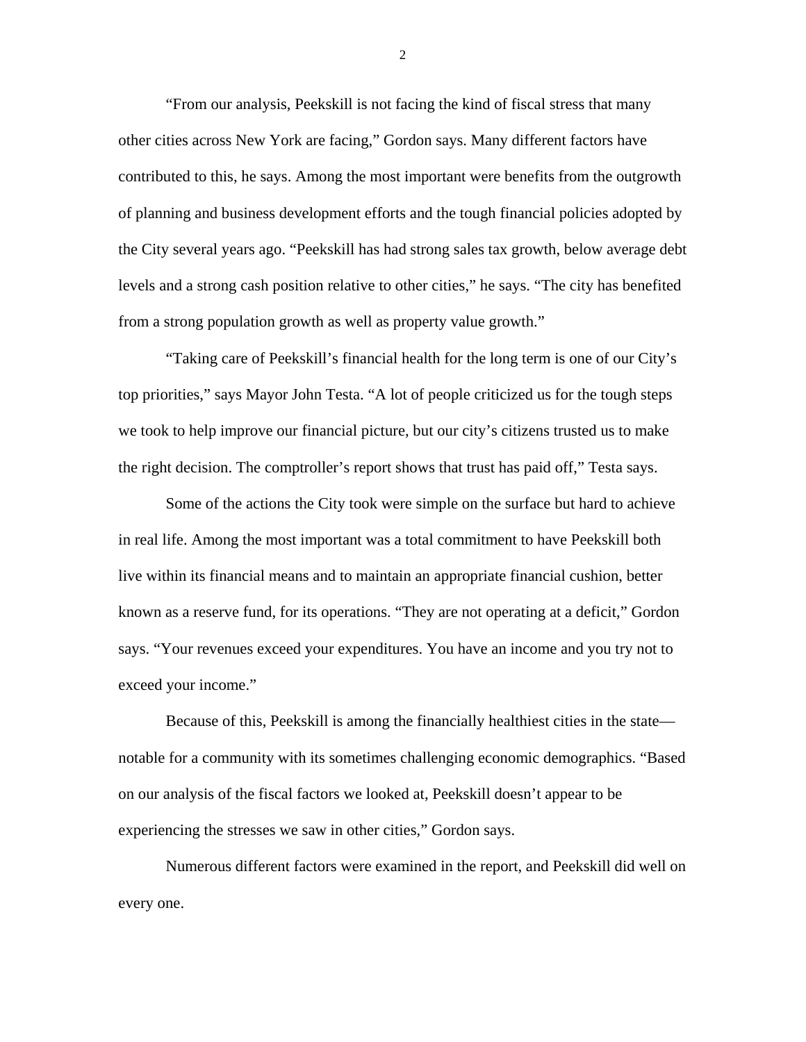"From our analysis, Peekskill is not facing the kind of fiscal stress that many other cities across New York are facing," Gordon says. Many different factors have contributed to this, he says. Among the most important were benefits from the outgrowth of planning and business development efforts and the tough financial policies adopted by the City several years ago. "Peekskill has had strong sales tax growth, below average debt levels and a strong cash position relative to other cities," he says. "The city has benefited from a strong population growth as well as property value growth."

"Taking care of Peekskill's financial health for the long term is one of our City's top priorities," says Mayor John Testa. "A lot of people criticized us for the tough steps we took to help improve our financial picture, but our city's citizens trusted us to make the right decision. The comptroller's report shows that trust has paid off," Testa says.

Some of the actions the City took were simple on the surface but hard to achieve in real life. Among the most important was a total commitment to have Peekskill both live within its financial means and to maintain an appropriate financial cushion, better known as a reserve fund, for its operations. "They are not operating at a deficit," Gordon says. "Your revenues exceed your expenditures. You have an income and you try not to exceed your income."

Because of this, Peekskill is among the financially healthiest cities in the state—notable for a community with its sometimes challenging economic demographics. "Based on our analysis of the fiscal factors we looked at, Peekskill doesn't appear to be experiencing the stresses we saw in other cities," Gordon says.

Numerous different factors were examined in the report, and Peekskill did well on every one.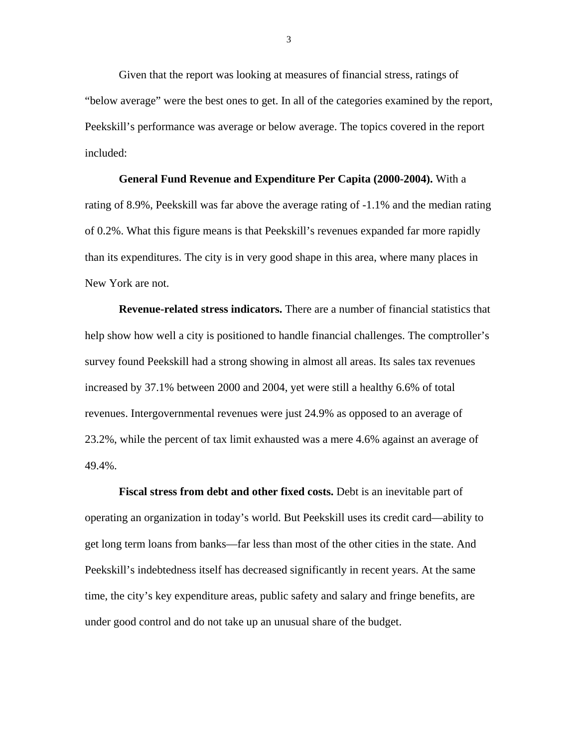Given that the report was looking at measures of financial stress, ratings of "below average" were the best ones to get. In all of the categories examined by the report, Peekskill's performance was average or below average. The topics covered in the report included:

**General Fund Revenue and Expenditure Per Capita (2000-2004).** With a rating of 8.9%, Peekskill was far above the average rating of -1.1% and the median rating of 0.2%. What this figure means is that Peekskill's revenues expanded far more rapidly than its expenditures. The city is in very good shape in this area, where many places in New York are not.

**Revenue-related stress indicators.** There are a number of financial statistics that help show how well a city is positioned to handle financial challenges. The comptroller's survey found Peekskill had a strong showing in almost all areas. Its sales tax revenues increased by 37.1% between 2000 and 2004, yet were still a healthy 6.6% of total revenues. Intergovernmental revenues were just 24.9% as opposed to an average of 23.2%, while the percent of tax limit exhausted was a mere 4.6% against an average of 49.4%.

**Fiscal stress from debt and other fixed costs.** Debt is an inevitable part of operating an organization in today's world. But Peekskill uses its credit card—ability to get long term loans from banks—far less than most of the other cities in the state. And Peekskill's indebtedness itself has decreased significantly in recent years. At the same time, the city's key expenditure areas, public safety and salary and fringe benefits, are under good control and do not take up an unusual share of the budget.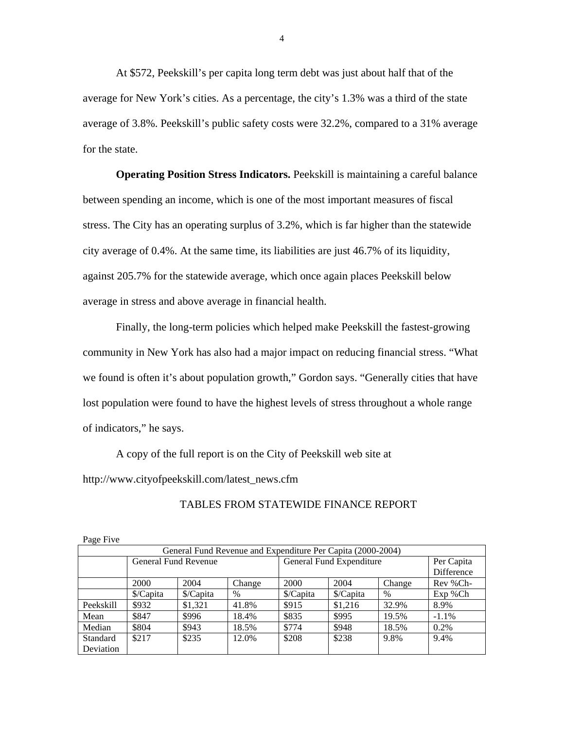At $572, Peekskill's per capita long term debt was just about half that of the average for New York's cities. As a percentage, the city's 1.3% was a third of the state average of 3.8%. Peekskill's public safety costs were 32.2%, compared to a 31% average for the state.

**Operating Position Stress Indicators.** Peekskill is maintaining a careful balance between spending an income, which is one of the most important measures of fiscal stress. The City has an operating surplus of 3.2%, which is far higher than the statewide city average of 0.4%. At the same time, its liabilities are just 46.7% of its liquidity, against 205.7% for the statewide average, which once again places Peekskill below average in stress and above average in financial health.

Finally, the long-term policies which helped make Peekskill the fastest-growing community in New York has also had a major impact on reducing financial stress. "What we found is often it's about population growth," Gordon says. "Generally cities that have lost population were found to have the highest levels of stress throughout a whole range of indicators," he says.

A copy of the full report is on the City of Peekskill web site at http://www.cityofpeekskill.com/latest_news.cfm

TABLES FROM STATEWIDE FINANCE REPORT

Page Five

| General Fund Revenue and Expenditure Per Capita (2000-2004) | | | | | | | |
|---|---|---|---|---|---|---|---|
| | General Fund Revenue | | | General Fund Expenditure | | | Per Capita Difference |
| | 2000 | 2004 | Change | 2000 | 2004 | Change | Rev %Ch- |
| | $/Capita | $/Capita | % | $/Capita | $/Capita | % | Exp %Ch |
| Peekskill | $932 | $1,321 | 41.8% | $915 | $1,216 | 32.9% | 8.9% |
| Mean | $847 | $996 | 18.4% | $835 | $995 | 19.5% | -1.1% |
| Median | $804 | $943 | 18.5% | $774 | $948 | 18.5% | 0.2% |
| Standard Deviation | $217 | $235 | 12.0% | $208 | $238 | 9.8% | 9.4% |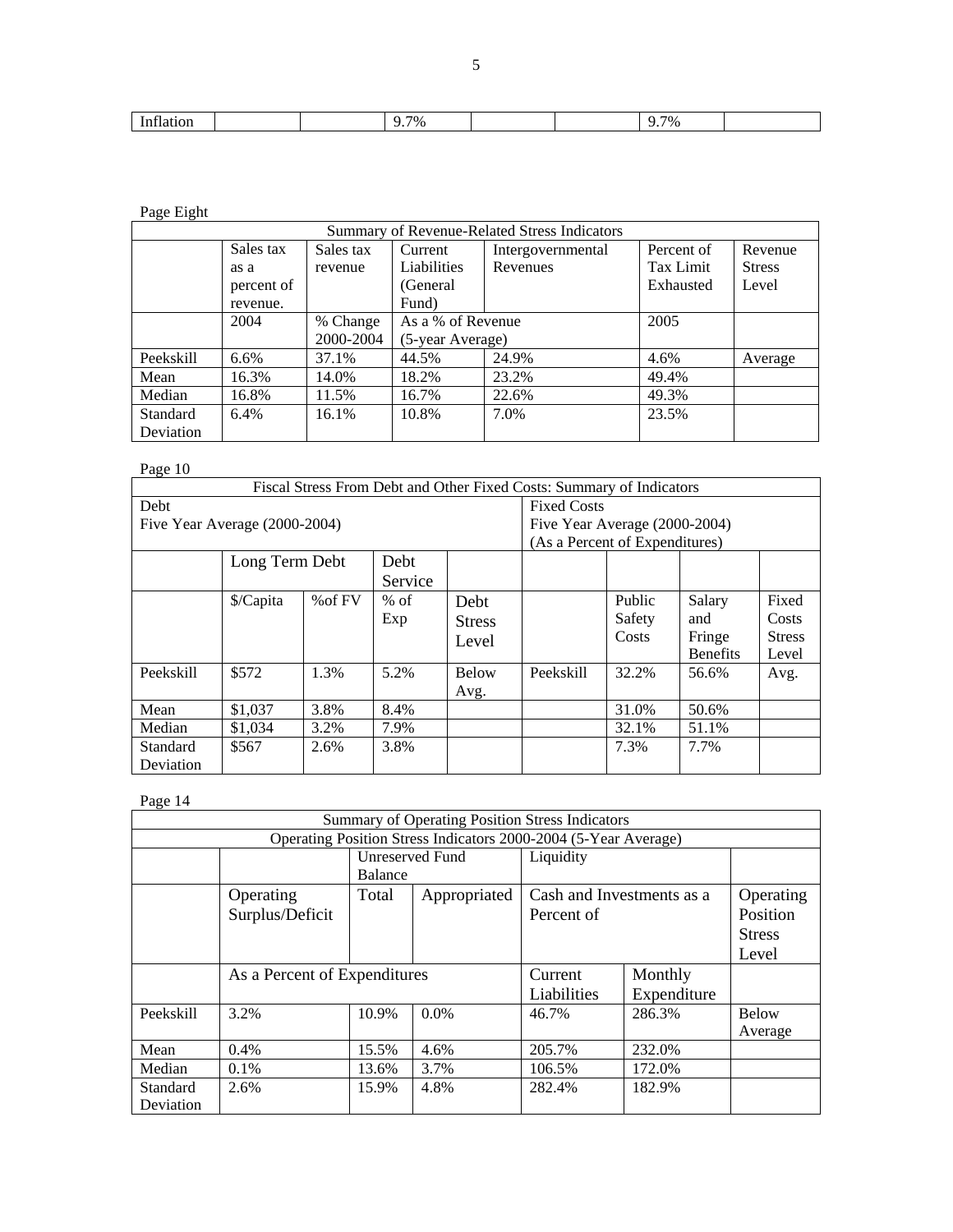| Inflation | | | 9.7% | | | 9.7% | |
|---|---|---|---|---|---|---|---|

Page Eight

| Summary of Revenue-Related Stress Indicators | | | | | | |
|---|---|---|---|---|---|---|
| | Sales tax as a percent of revenue. | Sales tax revenue | Current Liabilities (General Fund) | Intergovernmental Revenues | Percent of Tax Limit Exhausted | Revenue Stress Level |
| | 2004 | % Change 2000-2004 | As a % of Revenue (5-year Average) | | 2005 | |
| Peekskill | 6.6% | 37.1% | 44.5% | 24.9% | 4.6% | Average |
| Mean | 16.3% | 14.0% | 18.2% | 23.2% | 49.4% | |
| Median | 16.8% | 11.5% | 16.7% | 22.6% | 49.3% | |
| Standard Deviation | 6.4% | 16.1% | 10.8% | 7.0% | 23.5% | |

Page 10

| Fiscal Stress From Debt and Other Fixed Costs: Summary of Indicators | | | | | | | |
|---|---|---|---|---|---|---|---|
| Debt Five Year Average (2000-2004) | | | | Fixed Costs Five Year Average (2000-2004) (As a Percent of Expenditures) | | | |
| | Long Term Debt | | Debt Service | | | | |
| | $/Capita | %of FV | % of Exp | Debt Stress Level | | Public Safety Costs | Salary and Fringe Benefits | Fixed Costs Stress Level |
| Peekskill | $572 | 1.3% | 5.2% | Below Avg. | Peekskill | 32.2% | 56.6% | Avg. |
| Mean | $1,037 | 3.8% | 8.4% | | | 31.0% | 50.6% | |
| Median | $1,034 | 3.2% | 7.9% | | | 32.1% | 51.1% | |
| Standard Deviation | $567 | 2.6% | 3.8% | | | 7.3% | 7.7% | |

Page 14

| Summary of Operating Position Stress Indicators | | | | | | |
|---|---|---|---|---|---|---|
| Operating Position Stress Indicators 2000-2004 (5-Year Average) | | | | | | |
| | | Unreserved Fund Balance | | Liquidity | | |
| | Operating Surplus/Deficit | Total | Appropriated | Cash and Investments as a Percent of | | Operating Position Stress Level |
| | As a Percent of Expenditures | | | Current Liabilities | Monthly Expenditure | |
| Peekskill | 3.2% | 10.9% | 0.0% | 46.7% | 286.3% | Below Average |
| Mean | 0.4% | 15.5% | 4.6% | 205.7% | 232.0% | |
| Median | 0.1% | 13.6% | 3.7% | 106.5% | 172.0% | |
| Standard Deviation | 2.6% | 15.9% | 4.8% | 282.4% | 182.9% | |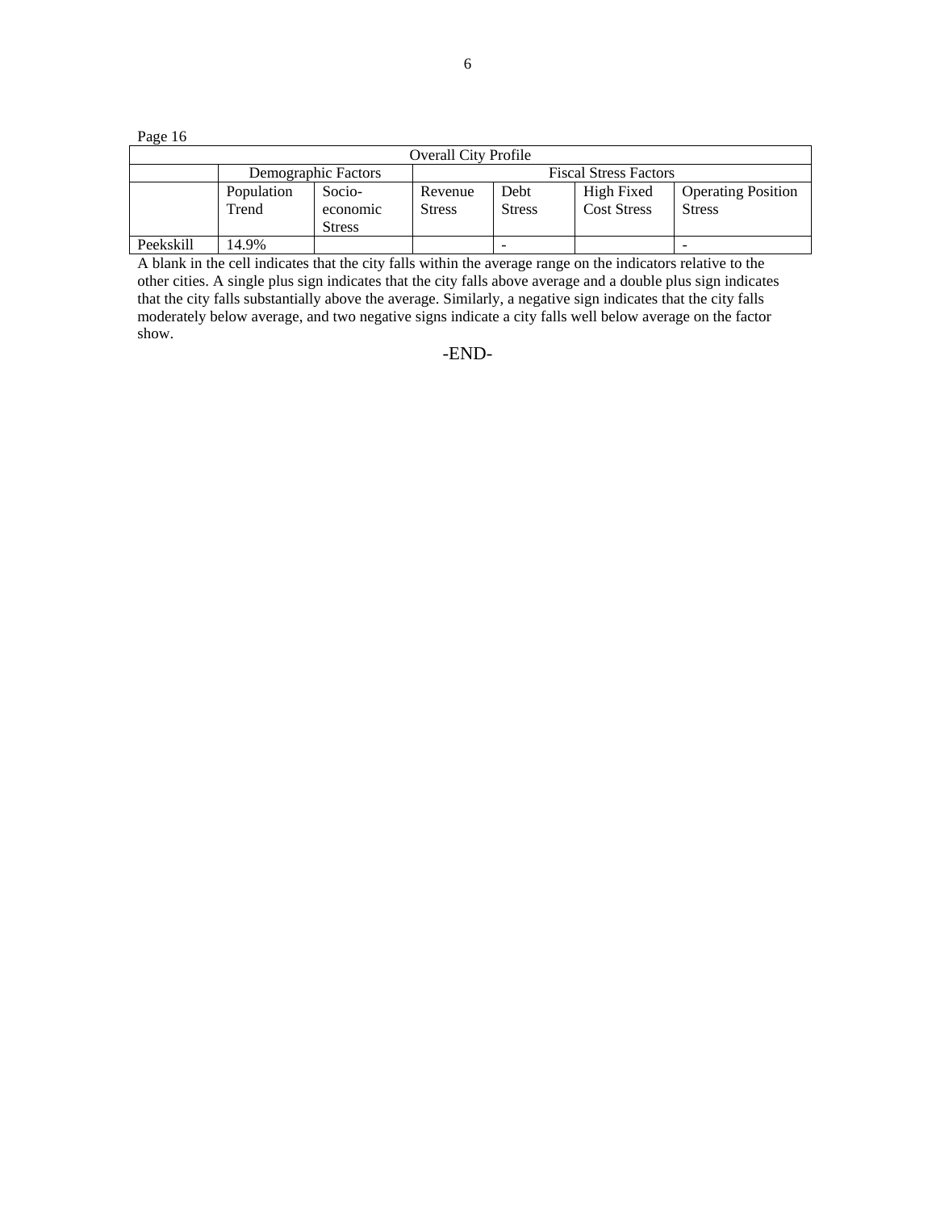Page 16

| Overall City Profile | | | | | | |
|---|---|---|---|---|---|---|
| | Demographic Factors | | Fiscal Stress Factors | | | |
| | Population Trend | Socio-economic Stress | Revenue Stress | Debt Stress | High Fixed Cost Stress | Operating Position Stress |
| Peekskill | 14.9% | | | - | | - |

A blank in the cell indicates that the city falls within the average range on the indicators relative to the other cities. A single plus sign indicates that the city falls above average and a double plus sign indicates that the city falls substantially above the average. Similarly, a negative sign indicates that the city falls moderately below average, and two negative signs indicate a city falls well below average on the factor show.

-END-